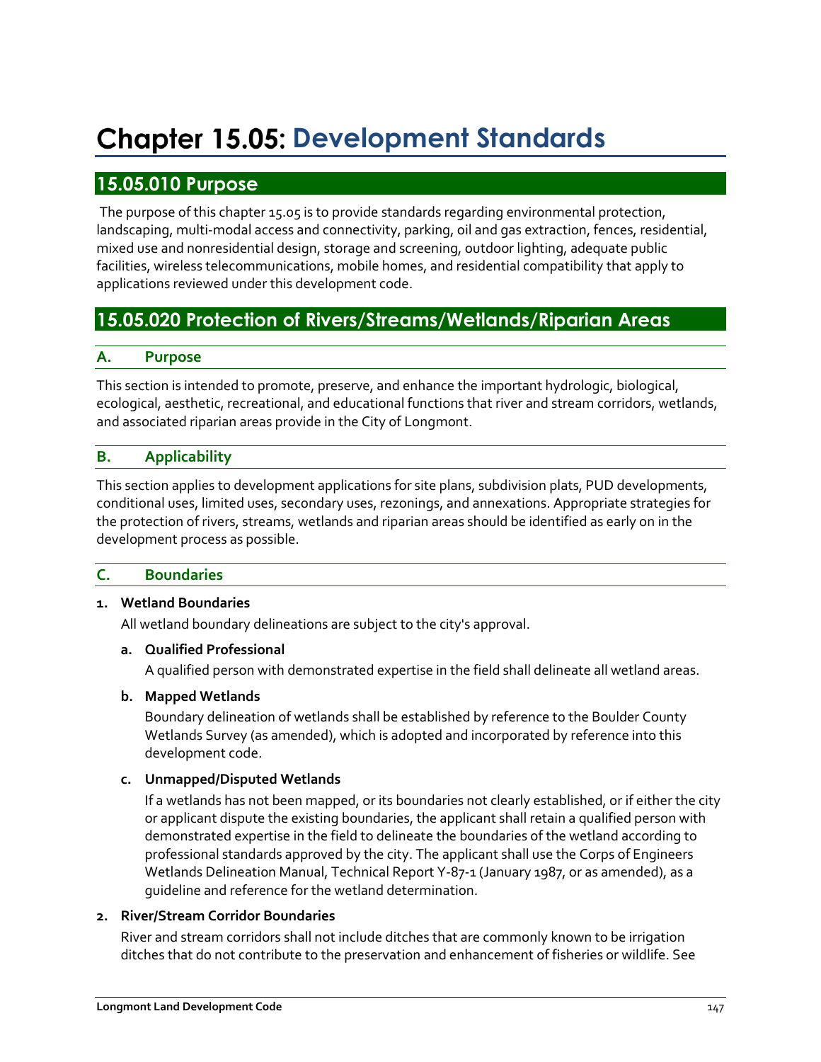# Chapter 15.05: Development Standards

## 15.05.010 Purpose

The purpose of this chapter 15.05 is to provide standards regarding environmental protection, landscaping, multi-modal access and connectivity, parking, oil and gas extraction, fences, residential, mixed use and nonresidential design, storage and screening, outdoor lighting, adequate public facilities, wireless telecommunications, mobile homes, and residential compatibility that apply to applications reviewed under this development code.

## 15.05.020 Protection of Rivers/Streams/Wetlands/Riparian Areas

### A. Purpose

This section is intended to promote, preserve, and enhance the important hydrologic, biological, ecological, aesthetic, recreational, and educational functions that river and stream corridors, wetlands, and associated riparian areas provide in the City of Longmont.

### B. Applicability

This section applies to development applications for site plans, subdivision plats, PUD developments, conditional uses, limited uses, secondary uses, rezonings, and annexations. Appropriate strategies for the protection of rivers, streams, wetlands and riparian areas should be identified as early on in the development process as possible.

### C. Boundaries

**1. Wetland Boundaries**

All wetland boundary delineations are subject to the city's approval.

**a. Qualified Professional**

A qualified person with demonstrated expertise in the field shall delineate all wetland areas.

**b. Mapped Wetlands**

Boundary delineation of wetlands shall be established by reference to the Boulder County Wetlands Survey (as amended), which is adopted and incorporated by reference into this development code.

**c. Unmapped/Disputed Wetlands**

If a wetlands has not been mapped, or its boundaries not clearly established, or if either the city or applicant dispute the existing boundaries, the applicant shall retain a qualified person with demonstrated expertise in the field to delineate the boundaries of the wetland according to professional standards approved by the city. The applicant shall use the Corps of Engineers Wetlands Delineation Manual, Technical Report Y-87-1 (January 1987, or as amended), as a guideline and reference for the wetland determination.

**2. River/Stream Corridor Boundaries**

River and stream corridors shall not include ditches that are commonly known to be irrigation ditches that do not contribute to the preservation and enhancement of fisheries or wildlife. See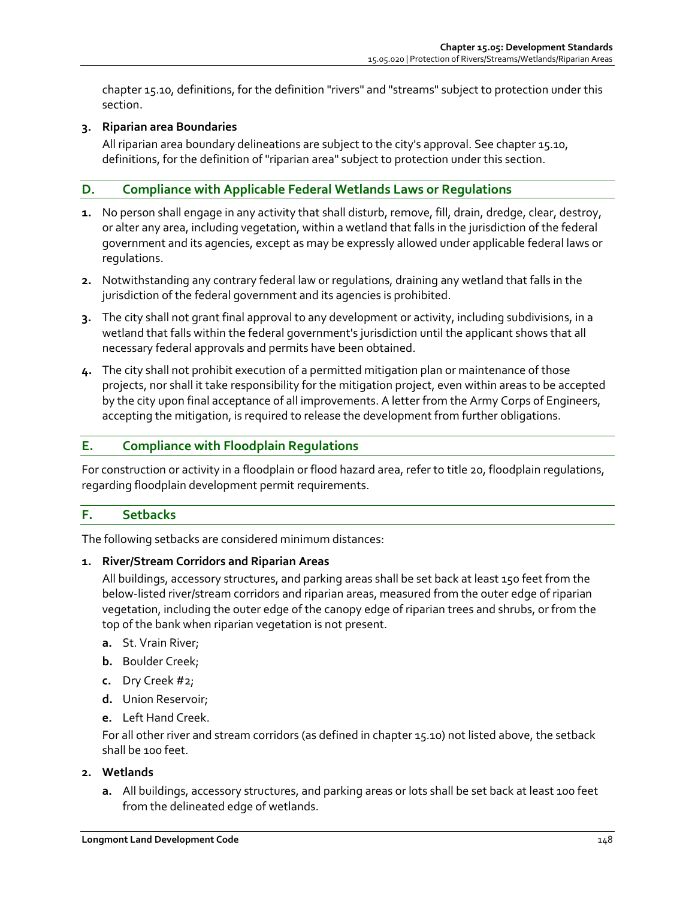chapter 15.10, definitions, for the definition "rivers" and "streams" subject to protection under this section.

**3. Riparian area Boundaries**

All riparian area boundary delineations are subject to the city's approval. See chapter 15.10, definitions, for the definition of "riparian area" subject to protection under this section.

## D. Compliance with Applicable Federal Wetlands Laws or Regulations

1. No person shall engage in any activity that shall disturb, remove, fill, drain, dredge, clear, destroy, or alter any area, including vegetation, within a wetland that falls in the jurisdiction of the federal government and its agencies, except as may be expressly allowed under applicable federal laws or regulations.
2. Notwithstanding any contrary federal law or regulations, draining any wetland that falls in the jurisdiction of the federal government and its agencies is prohibited.
3. The city shall not grant final approval to any development or activity, including subdivisions, in a wetland that falls within the federal government's jurisdiction until the applicant shows that all necessary federal approvals and permits have been obtained.
4. The city shall not prohibit execution of a permitted mitigation plan or maintenance of those projects, nor shall it take responsibility for the mitigation project, even within areas to be accepted by the city upon final acceptance of all improvements. A letter from the Army Corps of Engineers, accepting the mitigation, is required to release the development from further obligations.

## E. Compliance with Floodplain Regulations

For construction or activity in a floodplain or flood hazard area, refer to title 20, floodplain regulations, regarding floodplain development permit requirements.

## F. Setbacks

The following setbacks are considered minimum distances:

**1. River/Stream Corridors and Riparian Areas**

All buildings, accessory structures, and parking areas shall be set back at least 150 feet from the below-listed river/stream corridors and riparian areas, measured from the outer edge of riparian vegetation, including the outer edge of the canopy edge of riparian trees and shrubs, or from the top of the bank when riparian vegetation is not present.

- **a.** St. Vrain River;
- **b.** Boulder Creek;
- **c.** Dry Creek #2;
- **d.** Union Reservoir;
- **e.** Left Hand Creek.

For all other river and stream corridors (as defined in chapter 15.10) not listed above, the setback shall be 100 feet.

**2. Wetlands**

- **a.** All buildings, accessory structures, and parking areas or lots shall be set back at least 100 feet from the delineated edge of wetlands.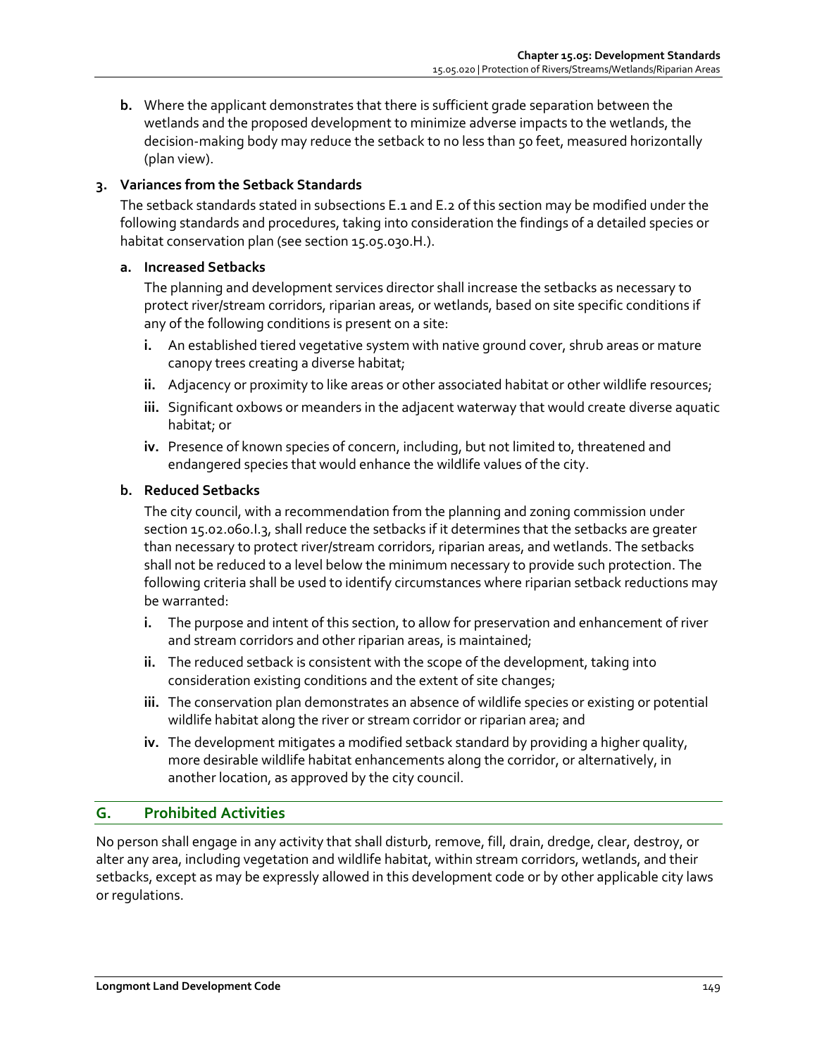**b.** Where the applicant demonstrates that there is sufficient grade separation between the wetlands and the proposed development to minimize adverse impacts to the wetlands, the decision-making body may reduce the setback to no less than 50 feet, measured horizontally (plan view).

**3. Variances from the Setback Standards**

The setback standards stated in subsections E.1 and E.2 of this section may be modified under the following standards and procedures, taking into consideration the findings of a detailed species or habitat conservation plan (see section 15.05.030.H.).

**a. Increased Setbacks**

The planning and development services director shall increase the setbacks as necessary to protect river/stream corridors, riparian areas, or wetlands, based on site specific conditions if any of the following conditions is present on a site:

**i.** An established tiered vegetative system with native ground cover, shrub areas or mature canopy trees creating a diverse habitat;

**ii.** Adjacency or proximity to like areas or other associated habitat or other wildlife resources;

**iii.** Significant oxbows or meanders in the adjacent waterway that would create diverse aquatic habitat; or

**iv.** Presence of known species of concern, including, but not limited to, threatened and endangered species that would enhance the wildlife values of the city.

**b. Reduced Setbacks**

The city council, with a recommendation from the planning and zoning commission under section 15.02.060.I.3, shall reduce the setbacks if it determines that the setbacks are greater than necessary to protect river/stream corridors, riparian areas, and wetlands. The setbacks shall not be reduced to a level below the minimum necessary to provide such protection. The following criteria shall be used to identify circumstances where riparian setback reductions may be warranted:

**i.** The purpose and intent of this section, to allow for preservation and enhancement of river and stream corridors and other riparian areas, is maintained;

**ii.** The reduced setback is consistent with the scope of the development, taking into consideration existing conditions and the extent of site changes;

**iii.** The conservation plan demonstrates an absence of wildlife species or existing or potential wildlife habitat along the river or stream corridor or riparian area; and

**iv.** The development mitigates a modified setback standard by providing a higher quality, more desirable wildlife habitat enhancements along the corridor, or alternatively, in another location, as approved by the city council.

## G. Prohibited Activities

No person shall engage in any activity that shall disturb, remove, fill, drain, dredge, clear, destroy, or alter any area, including vegetation and wildlife habitat, within stream corridors, wetlands, and their setbacks, except as may be expressly allowed in this development code or by other applicable city laws or regulations.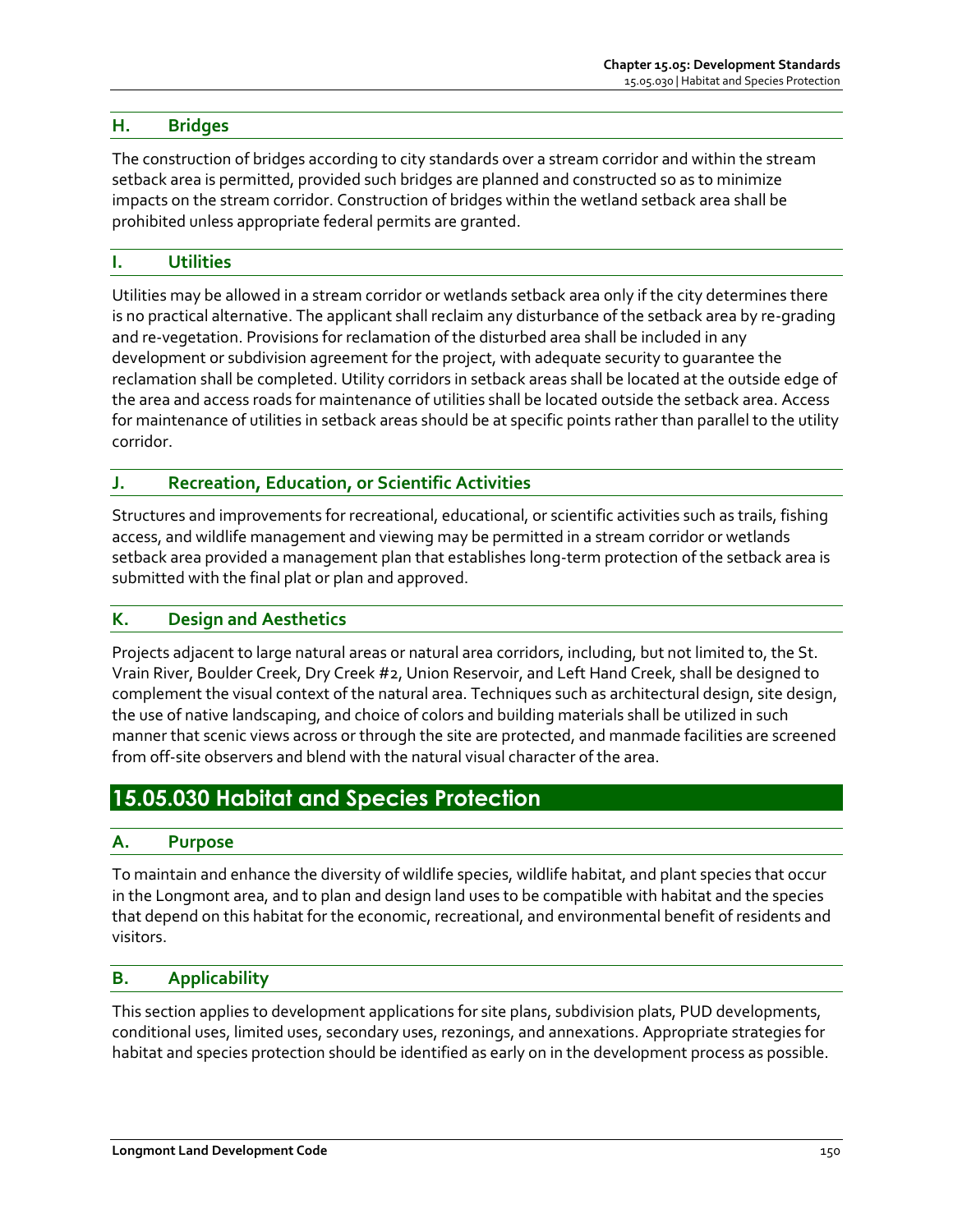### H. Bridges

The construction of bridges according to city standards over a stream corridor and within the stream setback area is permitted, provided such bridges are planned and constructed so as to minimize impacts on the stream corridor. Construction of bridges within the wetland setback area shall be prohibited unless appropriate federal permits are granted.

### I. Utilities

Utilities may be allowed in a stream corridor or wetlands setback area only if the city determines there is no practical alternative. The applicant shall reclaim any disturbance of the setback area by re-grading and re-vegetation. Provisions for reclamation of the disturbed area shall be included in any development or subdivision agreement for the project, with adequate security to guarantee the reclamation shall be completed. Utility corridors in setback areas shall be located at the outside edge of the area and access roads for maintenance of utilities shall be located outside the setback area. Access for maintenance of utilities in setback areas should be at specific points rather than parallel to the utility corridor.

### J. Recreation, Education, or Scientific Activities

Structures and improvements for recreational, educational, or scientific activities such as trails, fishing access, and wildlife management and viewing may be permitted in a stream corridor or wetlands setback area provided a management plan that establishes long-term protection of the setback area is submitted with the final plat or plan and approved.

### K. Design and Aesthetics

Projects adjacent to large natural areas or natural area corridors, including, but not limited to, the St. Vrain River, Boulder Creek, Dry Creek #2, Union Reservoir, and Left Hand Creek, shall be designed to complement the visual context of the natural area. Techniques such as architectural design, site design, the use of native landscaping, and choice of colors and building materials shall be utilized in such manner that scenic views across or through the site are protected, and manmade facilities are screened from off-site observers and blend with the natural visual character of the area.

## 15.05.030 Habitat and Species Protection

### A. Purpose

To maintain and enhance the diversity of wildlife species, wildlife habitat, and plant species that occur in the Longmont area, and to plan and design land uses to be compatible with habitat and the species that depend on this habitat for the economic, recreational, and environmental benefit of residents and visitors.

### B. Applicability

This section applies to development applications for site plans, subdivision plats, PUD developments, conditional uses, limited uses, secondary uses, rezonings, and annexations. Appropriate strategies for habitat and species protection should be identified as early on in the development process as possible.